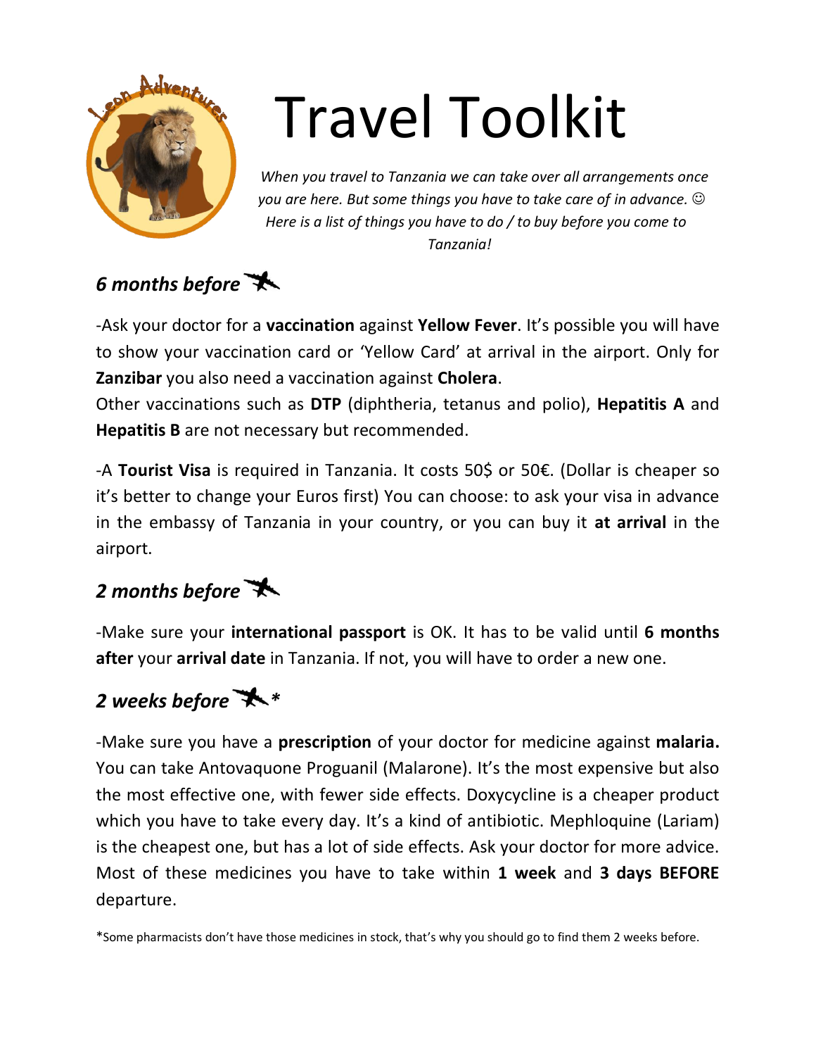# Travel Toolkit

*When you travel to Tanzania we can take over all arrangements once you are here. But some things you have to take care of in advance. ☺ Here is a list of things you have to do / to buy before you come to Tanzania!*

## *6 months before*

-Ask your doctor for a **vaccination** against **Yellow Fever**. It's possible you will have to show your vaccination card or 'Yellow Card' at arrival in the airport. Only for **Zanzibar** you also need a vaccination against **Cholera**.
Other vaccinations such as **DTP** (diphtheria, tetanus and polio), **Hepatitis A** and **Hepatitis B** are not necessary but recommended.

-A **Tourist Visa** is required in Tanzania. It costs 50$ or 50€. (Dollar is cheaper so it's better to change your Euros first) You can choose: to ask your visa in advance in the embassy of Tanzania in your country, or you can buy it **at arrival** in the airport.

## *2 months before*

-Make sure your **international passport** is OK. It has to be valid until **6 months after** your **arrival date** in Tanzania. If not, you will have to order a new one.

## *2 weeks before* *

-Make sure you have a **prescription** of your doctor for medicine against **malaria.** You can take Antovaquone Proguanil (Malarone). It's the most expensive but also the most effective one, with fewer side effects. Doxycycline is a cheaper product which you have to take every day. It's a kind of antibiotic. Mephloquine (Lariam) is the cheapest one, but has a lot of side effects. Ask your doctor for more advice. Most of these medicines you have to take within **1 week** and **3 days BEFORE** departure.

*Some pharmacists don't have those medicines in stock, that's why you should go to find them 2 weeks before.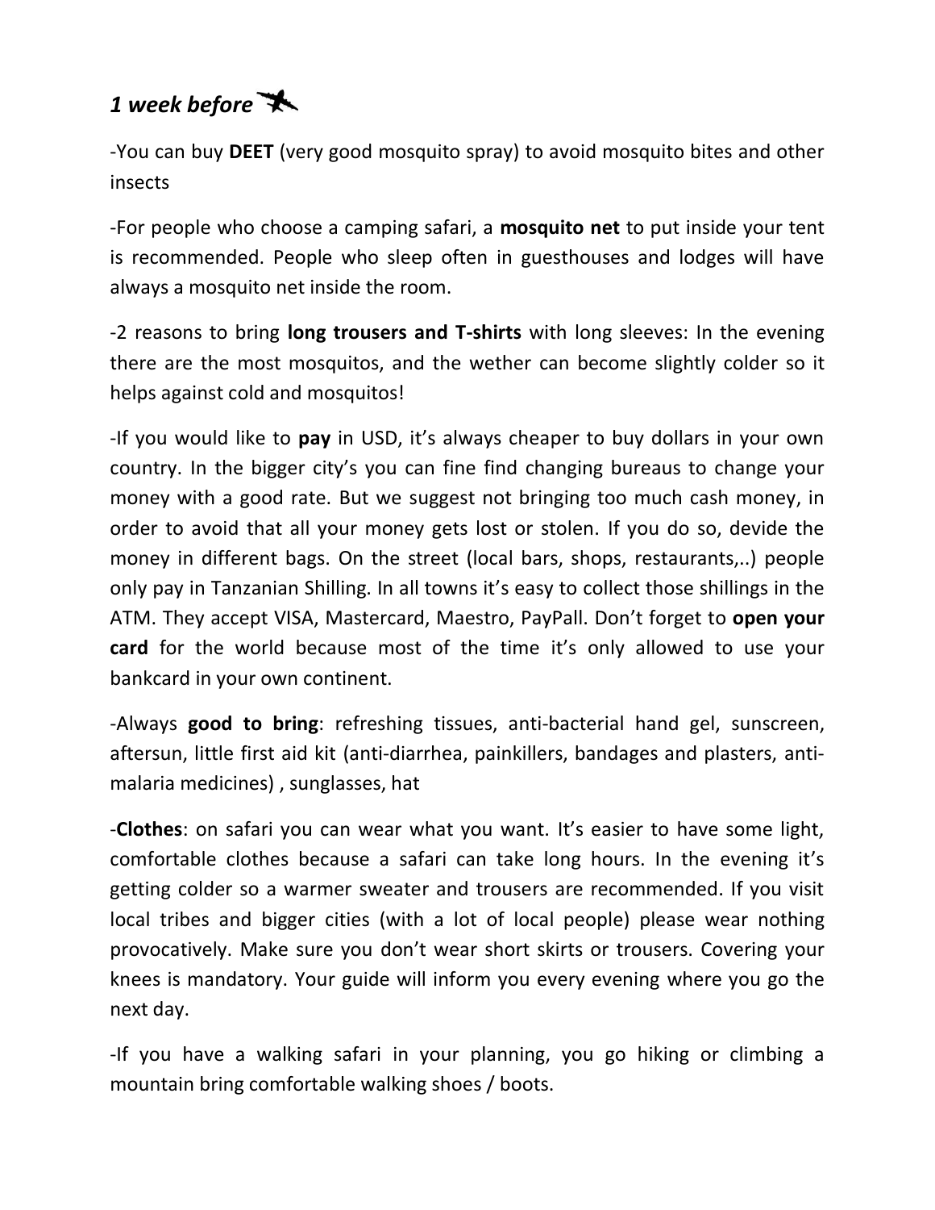## *1 week before* ✈

-You can buy **DEET** (very good mosquito spray) to avoid mosquito bites and other insects

-For people who choose a camping safari, a **mosquito net** to put inside your tent is recommended. People who sleep often in guesthouses and lodges will have always a mosquito net inside the room.

-2 reasons to bring **long trousers and T-shirts** with long sleeves: In the evening there are the most mosquitos, and the wether can become slightly colder so it helps against cold and mosquitos!

-If you would like to **pay** in USD, it's always cheaper to buy dollars in your own country. In the bigger city's you can fine find changing bureaus to change your money with a good rate. But we suggest not bringing too much cash money, in order to avoid that all your money gets lost or stolen. If you do so, devide the money in different bags. On the street (local bars, shops, restaurants,..) people only pay in Tanzanian Shilling. In all towns it's easy to collect those shillings in the ATM. They accept VISA, Mastercard, Maestro, PayPall. Don't forget to **open your card** for the world because most of the time it's only allowed to use your bankcard in your own continent.

-Always **good to bring**: refreshing tissues, anti-bacterial hand gel, sunscreen, aftersun, little first aid kit (anti-diarrhea, painkillers, bandages and plasters, anti-malaria medicines) , sunglasses, hat

-**Clothes**: on safari you can wear what you want. It's easier to have some light, comfortable clothes because a safari can take long hours. In the evening it's getting colder so a warmer sweater and trousers are recommended. If you visit local tribes and bigger cities (with a lot of local people) please wear nothing provocatively. Make sure you don't wear short skirts or trousers. Covering your knees is mandatory. Your guide will inform you every evening where you go the next day.

-If you have a walking safari in your planning, you go hiking or climbing a mountain bring comfortable walking shoes / boots.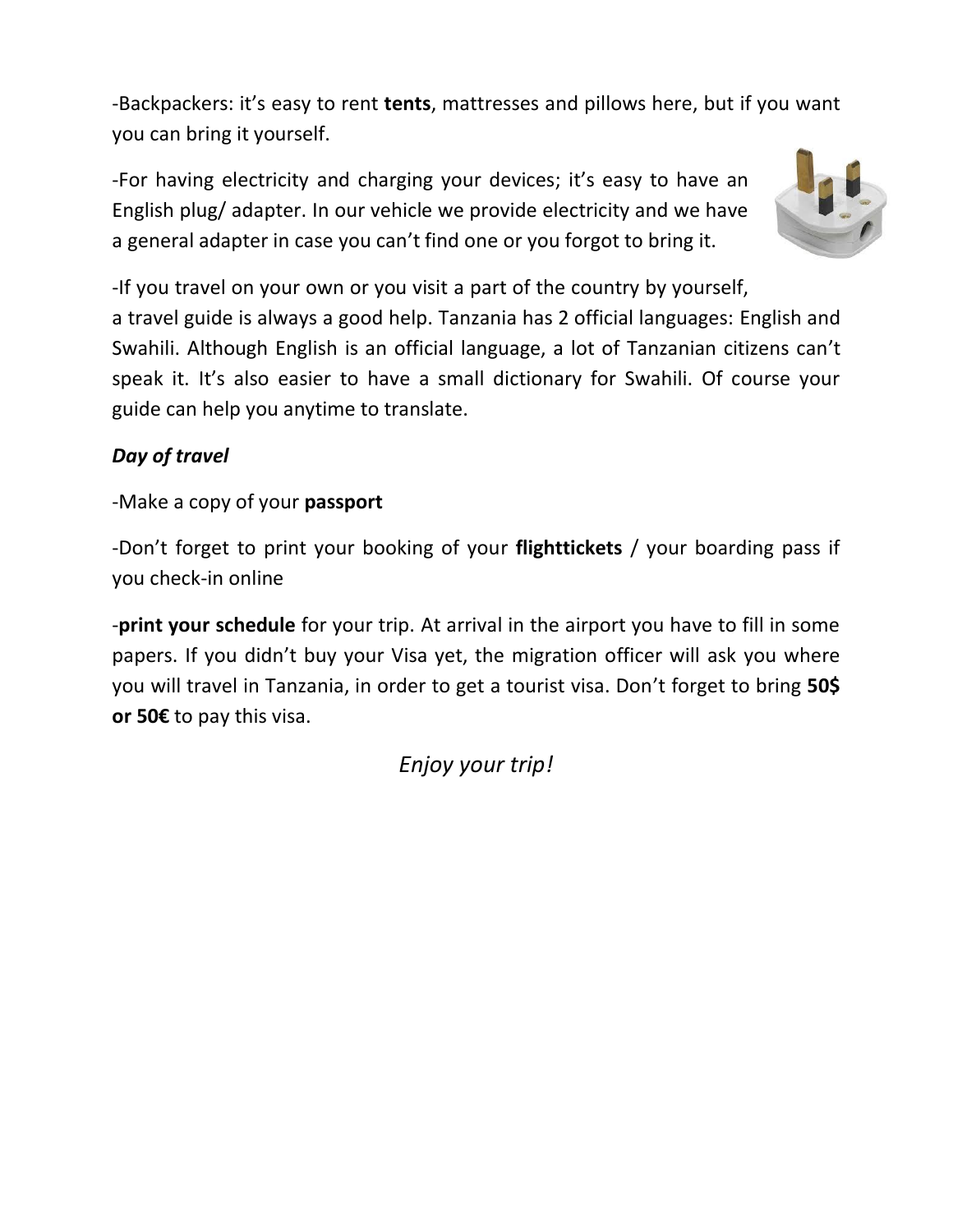-Backpackers: it's easy to rent **tents**, mattresses and pillows here, but if you want you can bring it yourself.

-For having electricity and charging your devices; it's easy to have an English plug/ adapter. In our vehicle we provide electricity and we have a general adapter in case you can't find one or you forgot to bring it.

-If you travel on your own or you visit a part of the country by yourself, a travel guide is always a good help. Tanzania has 2 official languages: English and Swahili. Although English is an official language, a lot of Tanzanian citizens can't speak it. It's also easier to have a small dictionary for Swahili. Of course your guide can help you anytime to translate.

***Day of travel***

-Make a copy of your **passport**

-Don't forget to print your booking of your **flighttickets** / your boarding pass if you check-in online

-**print your schedule** for your trip. At arrival in the airport you have to fill in some papers. If you didn't buy your Visa yet, the migration officer will ask you where you will travel in Tanzania, in order to get a tourist visa. Don't forget to bring **50$ or 50€** to pay this visa.

*Enjoy your trip!*